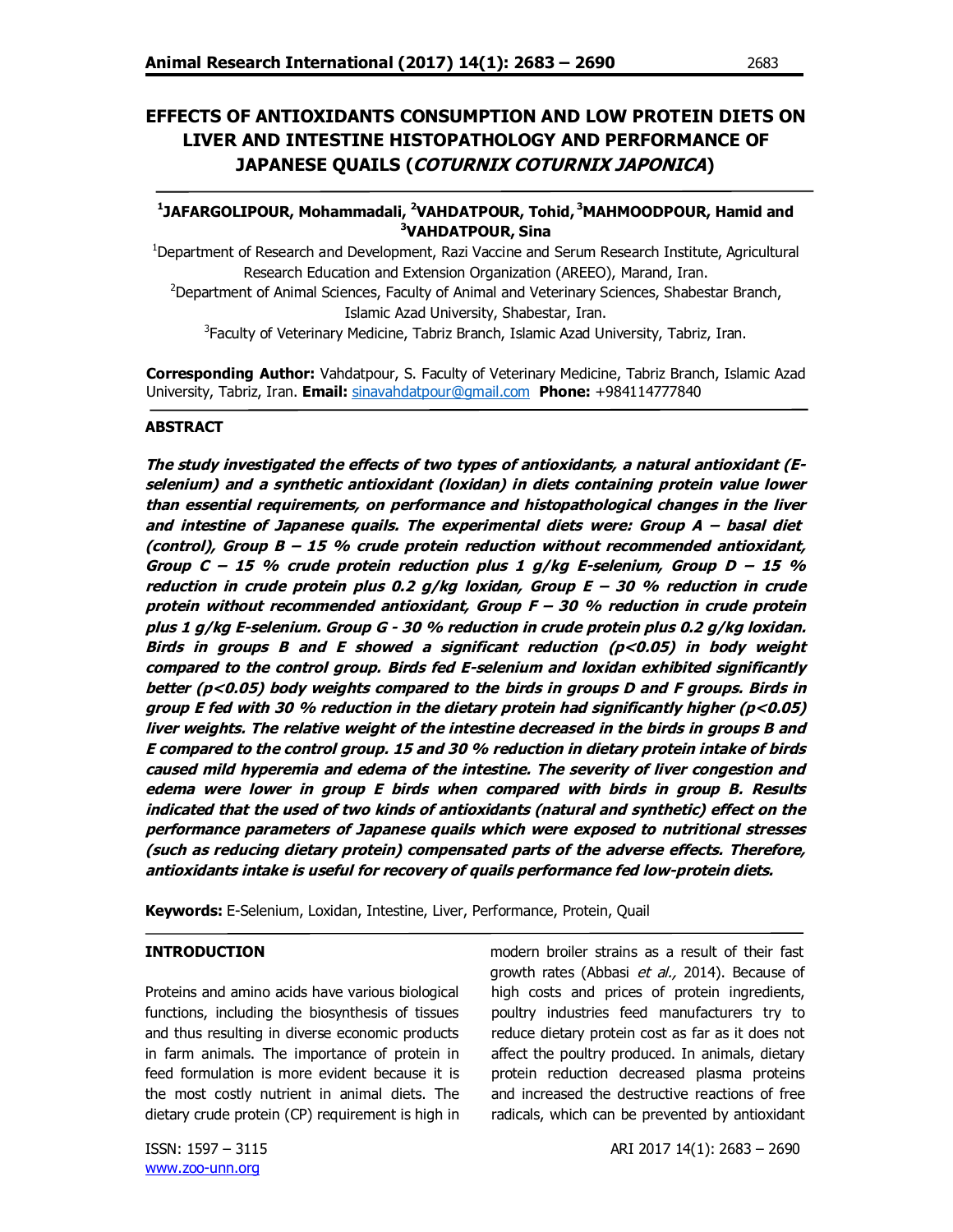# EFFECTS OF ANTIOXIDANTS CONSUMPTION AND LOW PROTEIN DIETS ON LIVER AND INTESTINE HISTOPATHOLOGY AND PERFORMANCE OF JAPANESE QUAILS (*COTURNIX COTURNIX JAPONICA*)

[1]JAFARGOLIPOUR, Mohammadali, [2]VAHDATPOUR, Tohid, [3]MAHMOODPOUR, Hamid and [3]VAHDATPOUR, Sina

[1]Department of Research and Development, Razi Vaccine and Serum Research Institute, Agricultural Research Education and Extension Organization (AREEO), Marand, Iran.

[2]Department of Animal Sciences, Faculty of Animal and Veterinary Sciences, Shabestar Branch, Islamic Azad University, Shabestar, Iran.

[3]Faculty of Veterinary Medicine, Tabriz Branch, Islamic Azad University, Tabriz, Iran.

**Corresponding Author:** Vahdatpour, S. Faculty of Veterinary Medicine, Tabriz Branch, Islamic Azad University, Tabriz, Iran. **Email:** sinavahdatpour@gmail.com **Phone:** +984114777840

## ABSTRACT

***The study investigated the effects of two types of antioxidants, a natural antioxidant (E-selenium) and a synthetic antioxidant (loxidan) in diets containing protein value lower than essential requirements, on performance and histopathological changes in the liver and intestine of Japanese quails. The experimental diets were: Group A – basal diet (control), Group B – 15 % crude protein reduction without recommended antioxidant, Group C – 15 % crude protein reduction plus 1 g/kg E-selenium, Group D – 15 % reduction in crude protein plus 0.2 g/kg loxidan, Group E – 30 % reduction in crude protein without recommended antioxidant, Group F – 30 % reduction in crude protein plus 1 g/kg E-selenium. Group G - 30 % reduction in crude protein plus 0.2 g/kg loxidan. Birds in groups B and E showed a significant reduction ($p<0.05$) in body weight compared to the control group. Birds fed E-selenium and loxidan exhibited significantly better ($p<0.05$) body weights compared to the birds in groups D and F groups. Birds in group E fed with 30 % reduction in the dietary protein had significantly higher ($p<0.05$) liver weights. The relative weight of the intestine decreased in the birds in groups B and E compared to the control group. 15 and 30 % reduction in dietary protein intake of birds caused mild hyperemia and edema of the intestine. The severity of liver congestion and edema were lower in group E birds when compared with birds in group B. Results indicated that the used of two kinds of antioxidants (natural and synthetic) effect on the performance parameters of Japanese quails which were exposed to nutritional stresses (such as reducing dietary protein) compensated parts of the adverse effects. Therefore, antioxidants intake is useful for recovery of quails performance fed low-protein diets.***

**Keywords:** E-Selenium, Loxidan, Intestine, Liver, Performance, Protein, Quail

## INTRODUCTION

Proteins and amino acids have various biological functions, including the biosynthesis of tissues and thus resulting in diverse economic products in farm animals. The importance of protein in feed formulation is more evident because it is the most costly nutrient in animal diets. The dietary crude protein (CP) requirement is high in modern broiler strains as a result of their fast growth rates (Abbasi *et al.,* 2014). Because of high costs and prices of protein ingredients, poultry industries feed manufacturers try to reduce dietary protein cost as far as it does not affect the poultry produced. In animals, dietary protein reduction decreased plasma proteins and increased the destructive reactions of free radicals, which can be prevented by antioxidant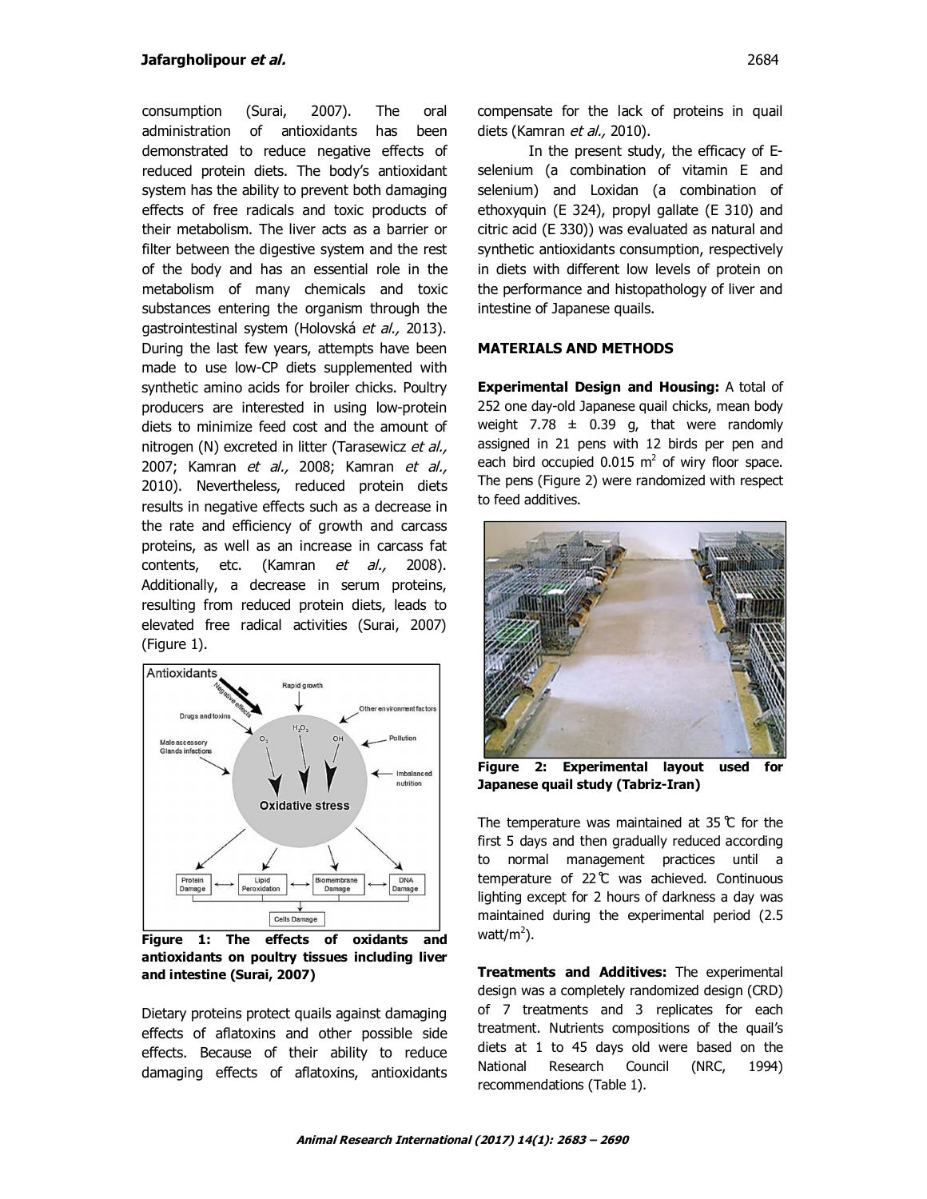consumption (Surai, 2007). The oral administration of antioxidants has been demonstrated to reduce negative effects of reduced protein diets. The body's antioxidant system has the ability to prevent both damaging effects of free radicals and toxic products of their metabolism. The liver acts as a barrier or filter between the digestive system and the rest of the body and has an essential role in the metabolism of many chemicals and toxic substances entering the organism through the gastrointestinal system (Holovská *et al.,* 2013). During the last few years, attempts have been made to use low-CP diets supplemented with synthetic amino acids for broiler chicks. Poultry producers are interested in using low-protein diets to minimize feed cost and the amount of nitrogen (N) excreted in litter (Tarasewicz *et al.,* 2007; Kamran *et al.,* 2008; Kamran *et al.,* 2010). Nevertheless, reduced protein diets results in negative effects such as a decrease in the rate and efficiency of growth and carcass proteins, as well as an increase in carcass fat contents, etc. (Kamran *et al.,* 2008). Additionally, a decrease in serum proteins, resulting from reduced protein diets, leads to elevated free radical activities (Surai, 2007) (Figure 1).

**Figure 1: The effects of oxidants and antioxidants on poultry tissues including liver and intestine (Surai, 2007)**

Dietary proteins protect quails against damaging effects of aflatoxins and other possible side effects. Because of their ability to reduce damaging effects of aflatoxins, antioxidants compensate for the lack of proteins in quail diets (Kamran *et al.,* 2010).

In the present study, the efficacy of E-selenium (a combination of vitamin E and selenium) and Loxidan (a combination of ethoxyquin (E 324), propyl gallate (E 310) and citric acid (E 330)) was evaluated as natural and synthetic antioxidants consumption, respectively in diets with different low levels of protein on the performance and histopathology of liver and intestine of Japanese quails.

## MATERIALS AND METHODS

**Experimental Design and Housing:** A total of 252 one day-old Japanese quail chicks, mean body weight 7.78 ± 0.39 g, that were randomly assigned in 21 pens with 12 birds per pen and each bird occupied 0.015 $m^2$ of wiry floor space. The pens (Figure 2) were randomized with respect to feed additives.

**Figure 2: Experimental layout used for Japanese quail study (Tabriz-Iran)**

The temperature was maintained at 35℃ for the first 5 days and then gradually reduced according to normal management practices until a temperature of 22℃ was achieved. Continuous lighting except for 2 hours of darkness a day was maintained during the experimental period (2.5 watt/$m^2$).

**Treatments and Additives:** The experimental design was a completely randomized design (CRD) of 7 treatments and 3 replicates for each treatment. Nutrients compositions of the quail's diets at 1 to 45 days old were based on the National Research Council (NRC, 1994) recommendations (Table 1).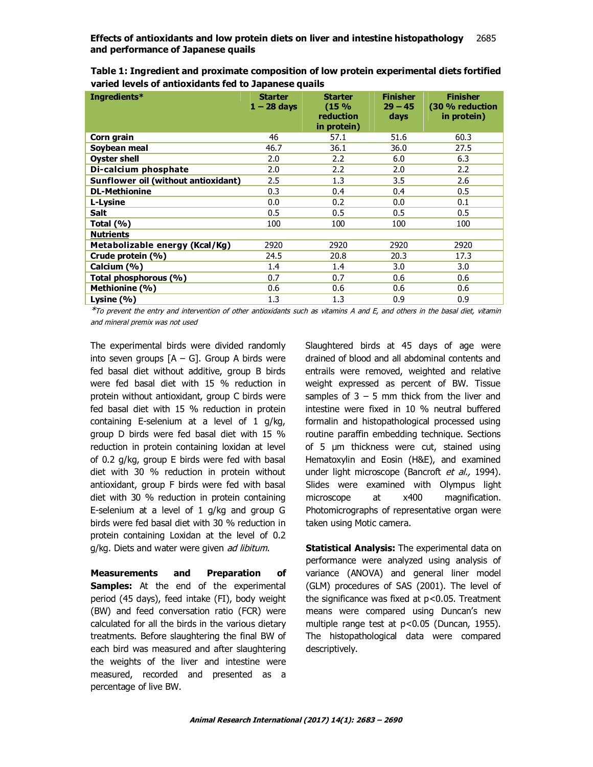**Table 1: Ingredient and proximate composition of low protein experimental diets fortified varied levels of antioxidants fed to Japanese quails**

| Ingredients* | Starter 1 – 28 days | Starter (15 % reduction in protein) | Finisher 29 – 45 days | Finisher (30 % reduction in protein) |
|---|---|---|---|---|
| **Corn grain** | 46 | 57.1 | 51.6 | 60.3 |
| **Soybean meal** | 46.7 | 36.1 | 36.0 | 27.5 |
| **Oyster shell** | 2.0 | 2.2 | 6.0 | 6.3 |
| **Di-calcium phosphate** | 2.0 | 2.2 | 2.0 | 2.2 |
| **Sunflower oil (without antioxidant)** | 2.5 | 1.3 | 3.5 | 2.6 |
| **DL-Methionine** | 0.3 | 0.4 | 0.4 | 0.5 |
| **L-Lysine** | 0.0 | 0.2 | 0.0 | 0.1 |
| **Salt** | 0.5 | 0.5 | 0.5 | 0.5 |
| **Total (%)** | 100 | 100 | 100 | 100 |
| **Nutrients** | | | | |
| **Metabolizable energy (Kcal/Kg)** | 2920 | 2920 | 2920 | 2920 |
| **Crude protein (%)** | 24.5 | 20.8 | 20.3 | 17.3 |
| **Calcium (%)** | 1.4 | 1.4 | 3.0 | 3.0 |
| **Total phosphorous (%)** | 0.7 | 0.7 | 0.6 | 0.6 |
| **Methionine (%)** | 0.6 | 0.6 | 0.6 | 0.6 |
| **Lysine (%)** | 1.3 | 1.3 | 0.9 | 0.9 |

**To prevent the entry and intervention of other antioxidants such as vitamins A and E, and others in the basal diet, vitamin and mineral premix was not used*

The experimental birds were divided randomly into seven groups [A – G]. Group A birds were fed basal diet without additive, group B birds were fed basal diet with 15 % reduction in protein without antioxidant, group C birds were fed basal diet with 15 % reduction in protein containing E-selenium at a level of 1 g/kg, group D birds were fed basal diet with 15 % reduction in protein containing loxidan at level of 0.2 g/kg, group E birds were fed with basal diet with 30 % reduction in protein without antioxidant, group F birds were fed with basal diet with 30 % reduction in protein containing E-selenium at a level of 1 g/kg and group G birds were fed basal diet with 30 % reduction in protein containing Loxidan at the level of 0.2 g/kg. Diets and water were given *ad libitum*.

**Measurements and Preparation of Samples:** At the end of the experimental period (45 days), feed intake (FI), body weight (BW) and feed conversation ratio (FCR) were calculated for all the birds in the various dietary treatments. Before slaughtering the final BW of each bird was measured and after slaughtering the weights of the liver and intestine were measured, recorded and presented as a percentage of live BW.

Slaughtered birds at 45 days of age were drained of blood and all abdominal contents and entrails were removed, weighted and relative weight expressed as percent of BW. Tissue samples of 3 – 5 mm thick from the liver and intestine were fixed in 10 % neutral buffered formalin and histopathological processed using routine paraffin embedding technique. Sections of 5 µm thickness were cut, stained using Hematoxylin and Eosin (H&E), and examined under light microscope (Bancroft *et al.,* 1994). Slides were examined with Olympus light microscope at x400 magnification. Photomicrographs of representative organ were taken using Motic camera.

**Statistical Analysis:** The experimental data on performance were analyzed using analysis of variance (ANOVA) and general liner model (GLM) procedures of SAS (2001). The level of the significance was fixed at $p<0.05$. Treatment means were compared using Duncan's new multiple range test at $p<0.05$ (Duncan, 1955). The histopathological data were compared descriptively.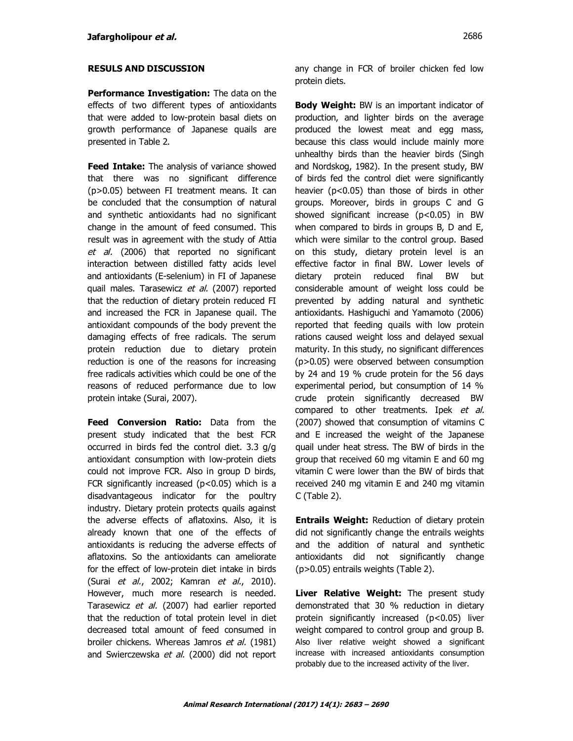## RESULS AND DISCUSSION

**Performance Investigation:** The data on the effects of two different types of antioxidants that were added to low-protein basal diets on growth performance of Japanese quails are presented in Table 2.

**Feed Intake:** The analysis of variance showed that there was no significant difference ($p>0.05$) between FI treatment means. It can be concluded that the consumption of natural and synthetic antioxidants had no significant change in the amount of feed consumed. This result was in agreement with the study of Attia *et al.* (2006) that reported no significant interaction between distilled fatty acids level and antioxidants (E-selenium) in FI of Japanese quail males. Tarasewicz *et al.* (2007) reported that the reduction of dietary protein reduced FI and increased the FCR in Japanese quail. The antioxidant compounds of the body prevent the damaging effects of free radicals. The serum protein reduction due to dietary protein reduction is one of the reasons for increasing free radicals activities which could be one of the reasons of reduced performance due to low protein intake (Surai, 2007).

**Feed Conversion Ratio:** Data from the present study indicated that the best FCR occurred in birds fed the control diet. 3.3 g/g antioxidant consumption with low-protein diets could not improve FCR. Also in group D birds, FCR significantly increased ($p<0.05$) which is a disadvantageous indicator for the poultry industry. Dietary protein protects quails against the adverse effects of aflatoxins. Also, it is already known that one of the effects of antioxidants is reducing the adverse effects of aflatoxins. So the antioxidants can ameliorate for the effect of low-protein diet intake in birds (Surai *et al.*, 2002; Kamran *et al.*, 2010). However, much more research is needed. Tarasewicz *et al.* (2007) had earlier reported that the reduction of total protein level in diet decreased total amount of feed consumed in broiler chickens. Whereas Jamros *et al.* (1981) and Swierczewska *et al.* (2000) did not report any change in FCR of broiler chicken fed low protein diets.

**Body Weight:** BW is an important indicator of production, and lighter birds on the average produced the lowest meat and egg mass, because this class would include mainly more unhealthy birds than the heavier birds (Singh and Nordskog, 1982). In the present study, BW of birds fed the control diet were significantly heavier ($p<0.05$) than those of birds in other groups. Moreover, birds in groups C and G showed significant increase ($p<0.05$) in BW when compared to birds in groups B, D and E, which were similar to the control group. Based on this study, dietary protein level is an effective factor in final BW. Lower levels of dietary protein reduced final BW but considerable amount of weight loss could be prevented by adding natural and synthetic antioxidants. Hashiguchi and Yamamoto (2006) reported that feeding quails with low protein rations caused weight loss and delayed sexual maturity. In this study, no significant differences ($p>0.05$) were observed between consumption by 24 and 19 % crude protein for the 56 days experimental period, but consumption of 14 % crude protein significantly decreased BW compared to other treatments. Ipek *et al.* (2007) showed that consumption of vitamins C and E increased the weight of the Japanese quail under heat stress. The BW of birds in the group that received 60 mg vitamin E and 60 mg vitamin C were lower than the BW of birds that received 240 mg vitamin E and 240 mg vitamin C (Table 2).

**Entrails Weight:** Reduction of dietary protein did not significantly change the entrails weights and the addition of natural and synthetic antioxidants did not significantly change ($p>0.05$) entrails weights (Table 2).

**Liver Relative Weight:** The present study demonstrated that 30 % reduction in dietary protein significantly increased ($p<0.05$) liver weight compared to control group and group B. Also liver relative weight showed a significant increase with increased antioxidants consumption probably due to the increased activity of the liver.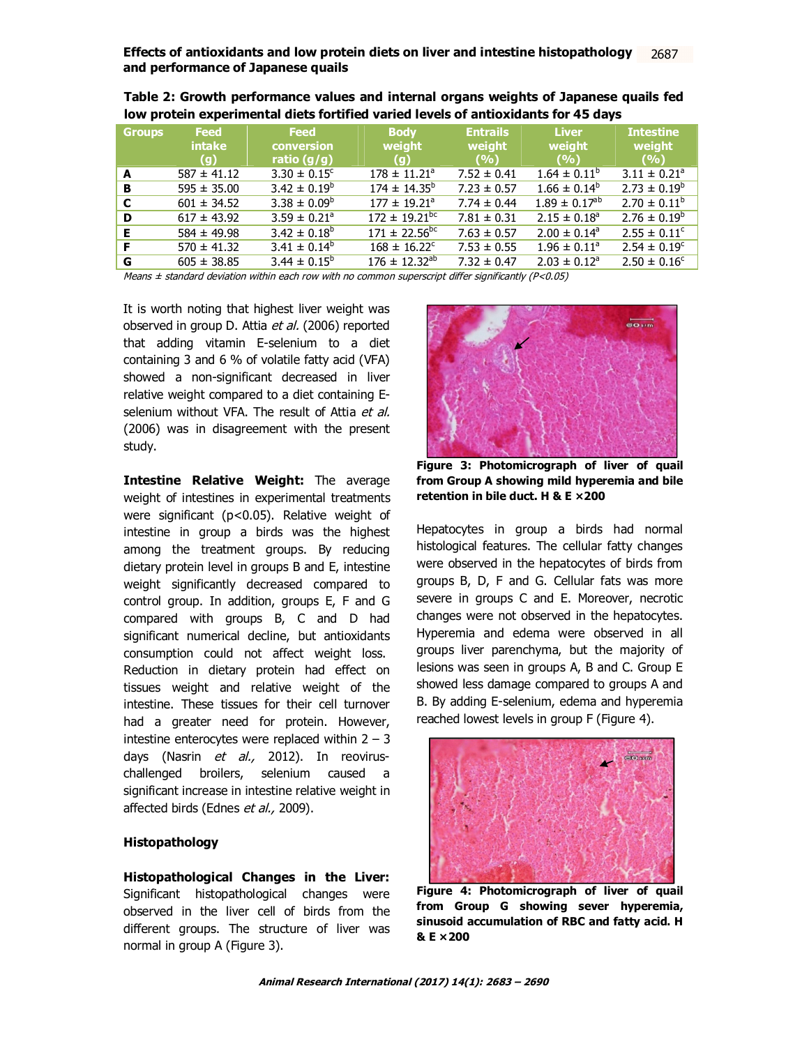**Table 2: Growth performance values and internal organs weights of Japanese quails fed low protein experimental diets fortified varied levels of antioxidants for 45 days**

| Groups | Feed intake (g) | Feed conversion ratio (g/g) | Body weight (g) | Entrails weight (%) | Liver weight (%) | Intestine weight (%) |
|---|---|---|---|---|---|---|
| A | 587 ± 41.12 | 3.30 ± 0.15[c] | 178 ± 11.21[a] | 7.52 ± 0.41 | 1.64 ± 0.11[b] | 3.11 ± 0.21[a] |
| B | 595 ± 35.00 | 3.42 ± 0.19[b] | 174 ± 14.35[b] | 7.23 ± 0.57 | 1.66 ± 0.14[b] | 2.73 ± 0.19[b] |
| C | 601 ± 34.52 | 3.38 ± 0.09[b] | 177 ± 19.21[a] | 7.74 ± 0.44 | 1.89 ± 0.17[ab] | 2.70 ± 0.11[b] |
| D | 617 ± 43.92 | 3.59 ± 0.21[a] | 172 ± 19.21[bc] | 7.81 ± 0.31 | 2.15 ± 0.18[a] | 2.76 ± 0.19[b] |
| E | 584 ± 49.98 | 3.42 ± 0.18[b] | 171 ± 22.56[bc] | 7.63 ± 0.57 | 2.00 ± 0.14[a] | 2.55 ± 0.11[c] |
| F | 570 ± 41.32 | 3.41 ± 0.14[b] | 168 ± 16.22[c] | 7.53 ± 0.55 | 1.96 ± 0.11[a] | 2.54 ± 0.19[c] |
| G | 605 ± 38.85 | 3.44 ± 0.15[b] | 176 ± 12.32[ab] | 7.32 ± 0.47 | 2.03 ± 0.12[a] | 2.50 ± 0.16[c] |

*Means ± standard deviation within each row with no common superscript differ significantly (P<0.05)*

It is worth noting that highest liver weight was observed in group D. Attia *et al.* (2006) reported that adding vitamin E-selenium to a diet containing 3 and 6 % of volatile fatty acid (VFA) showed a non-significant decreased in liver relative weight compared to a diet containing E-selenium without VFA. The result of Attia *et al.* (2006) was in disagreement with the present study.

**Intestine Relative Weight:** The average weight of intestines in experimental treatments were significant (p<0.05). Relative weight of intestine in group a birds was the highest among the treatment groups. By reducing dietary protein level in groups B and E, intestine weight significantly decreased compared to control group. In addition, groups E, F and G compared with groups B, C and D had significant numerical decline, but antioxidants consumption could not affect weight loss. Reduction in dietary protein had effect on tissues weight and relative weight of the intestine. These tissues for their cell turnover had a greater need for protein. However, intestine enterocytes were replaced within 2 – 3 days (Nasrin *et al.,* 2012). In reovirus-challenged broilers, selenium caused a significant increase in intestine relative weight in affected birds (Ednes *et al.,* 2009).

### Histopathology

**Histopathological Changes in the Liver:** Significant histopathological changes were observed in the liver cell of birds from the different groups. The structure of liver was normal in group A (Figure 3).

**Figure 3: Photomicrograph of liver of quail from Group A showing mild hyperemia and bile retention in bile duct. H & E ×200**

Hepatocytes in group a birds had normal histological features. The cellular fatty changes were observed in the hepatocytes of birds from groups B, D, F and G. Cellular fats was more severe in groups C and E. Moreover, necrotic changes were not observed in the hepatocytes. Hyperemia and edema were observed in all groups liver parenchyma, but the majority of lesions was seen in groups A, B and C. Group E showed less damage compared to groups A and B. By adding E-selenium, edema and hyperemia reached lowest levels in group F (Figure 4).

**Figure 4: Photomicrograph of liver of quail from Group G showing sever hyperemia, sinusoid accumulation of RBC and fatty acid. H & E ×200**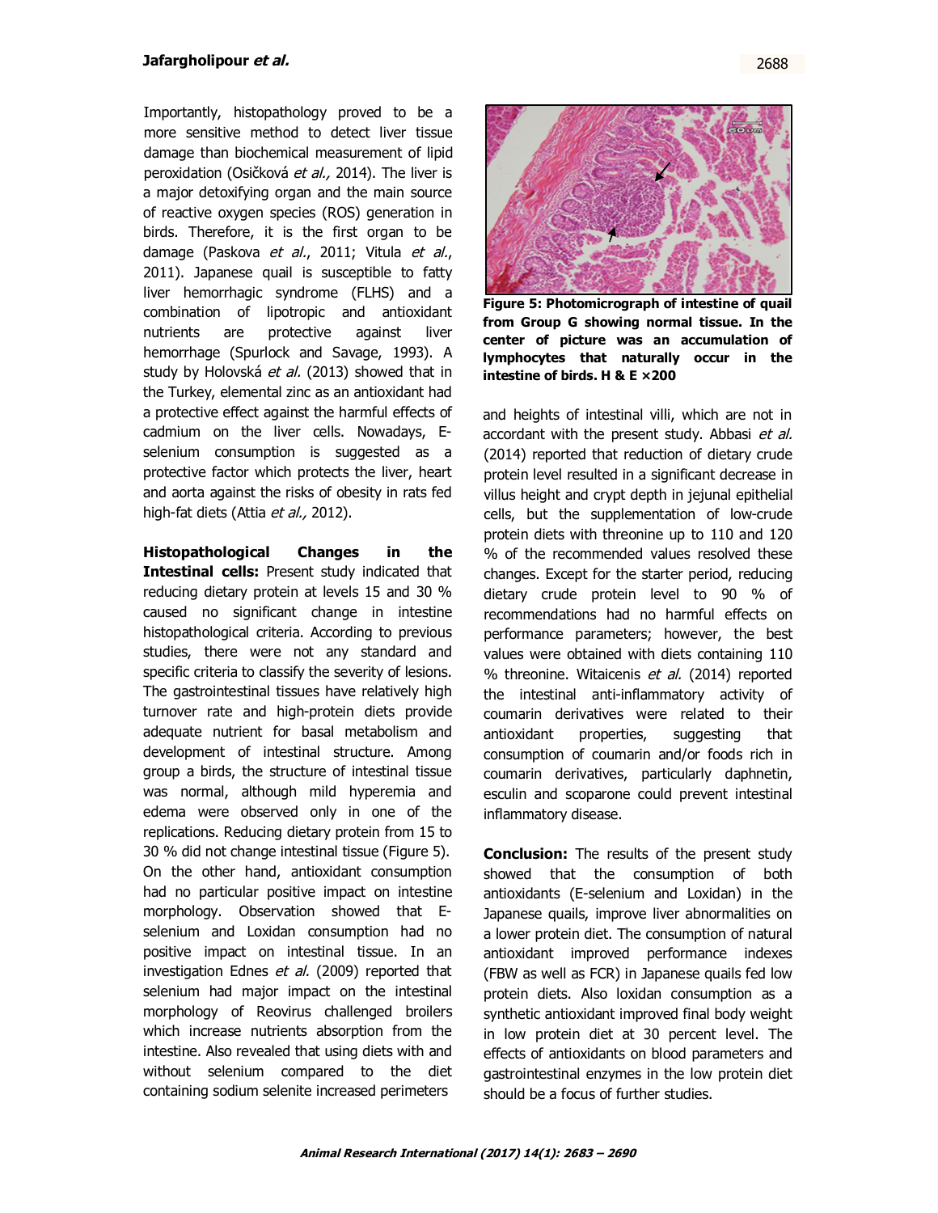Importantly, histopathology proved to be a more sensitive method to detect liver tissue damage than biochemical measurement of lipid peroxidation (Osičková *et al.,* 2014). The liver is a major detoxifying organ and the main source of reactive oxygen species (ROS) generation in birds. Therefore, it is the first organ to be damage (Paskova *et al.*, 2011; Vitula *et al.*, 2011). Japanese quail is susceptible to fatty liver hemorrhagic syndrome (FLHS) and a combination of lipotropic and antioxidant nutrients are protective against liver hemorrhage (Spurlock and Savage, 1993). A study by Holovská *et al.* (2013) showed that in the Turkey, elemental zinc as an antioxidant had a protective effect against the harmful effects of cadmium on the liver cells. Nowadays, E-selenium consumption is suggested as a protective factor which protects the liver, heart and aorta against the risks of obesity in rats fed high-fat diets (Attia *et al.,* 2012).

**Histopathological Changes in the Intestinal cells:** Present study indicated that reducing dietary protein at levels 15 and 30 % caused no significant change in intestine histopathological criteria. According to previous studies, there were not any standard and specific criteria to classify the severity of lesions. The gastrointestinal tissues have relatively high turnover rate and high-protein diets provide adequate nutrient for basal metabolism and development of intestinal structure. Among group a birds, the structure of intestinal tissue was normal, although mild hyperemia and edema were observed only in one of the replications. Reducing dietary protein from 15 to 30 % did not change intestinal tissue (Figure 5). On the other hand, antioxidant consumption had no particular positive impact on intestine morphology. Observation showed that E-selenium and Loxidan consumption had no positive impact on intestinal tissue. In an investigation Ednes *et al.* (2009) reported that selenium had major impact on the intestinal morphology of Reovirus challenged broilers which increase nutrients absorption from the intestine. Also revealed that using diets with and without selenium compared to the diet containing sodium selenite increased perimeters

**Figure 5: Photomicrograph of intestine of quail from Group G showing normal tissue. In the center of picture was an accumulation of lymphocytes that naturally occur in the intestine of birds. H & E ×200**

and heights of intestinal villi, which are not in accordant with the present study. Abbasi *et al.* (2014) reported that reduction of dietary crude protein level resulted in a significant decrease in villus height and crypt depth in jejunal epithelial cells, but the supplementation of low-crude protein diets with threonine up to 110 and 120 % of the recommended values resolved these changes. Except for the starter period, reducing dietary crude protein level to 90 % of recommendations had no harmful effects on performance parameters; however, the best values were obtained with diets containing 110 % threonine. Witaicenis *et al.* (2014) reported the intestinal anti-inflammatory activity of coumarin derivatives were related to their antioxidant properties, suggesting that consumption of coumarin and/or foods rich in coumarin derivatives, particularly daphnetin, esculin and scoparone could prevent intestinal inflammatory disease.

**Conclusion:** The results of the present study showed that the consumption of both antioxidants (E-selenium and Loxidan) in the Japanese quails, improve liver abnormalities on a lower protein diet. The consumption of natural antioxidant improved performance indexes (FBW as well as FCR) in Japanese quails fed low protein diets. Also loxidan consumption as a synthetic antioxidant improved final body weight in low protein diet at 30 percent level. The effects of antioxidants on blood parameters and gastrointestinal enzymes in the low protein diet should be a focus of further studies.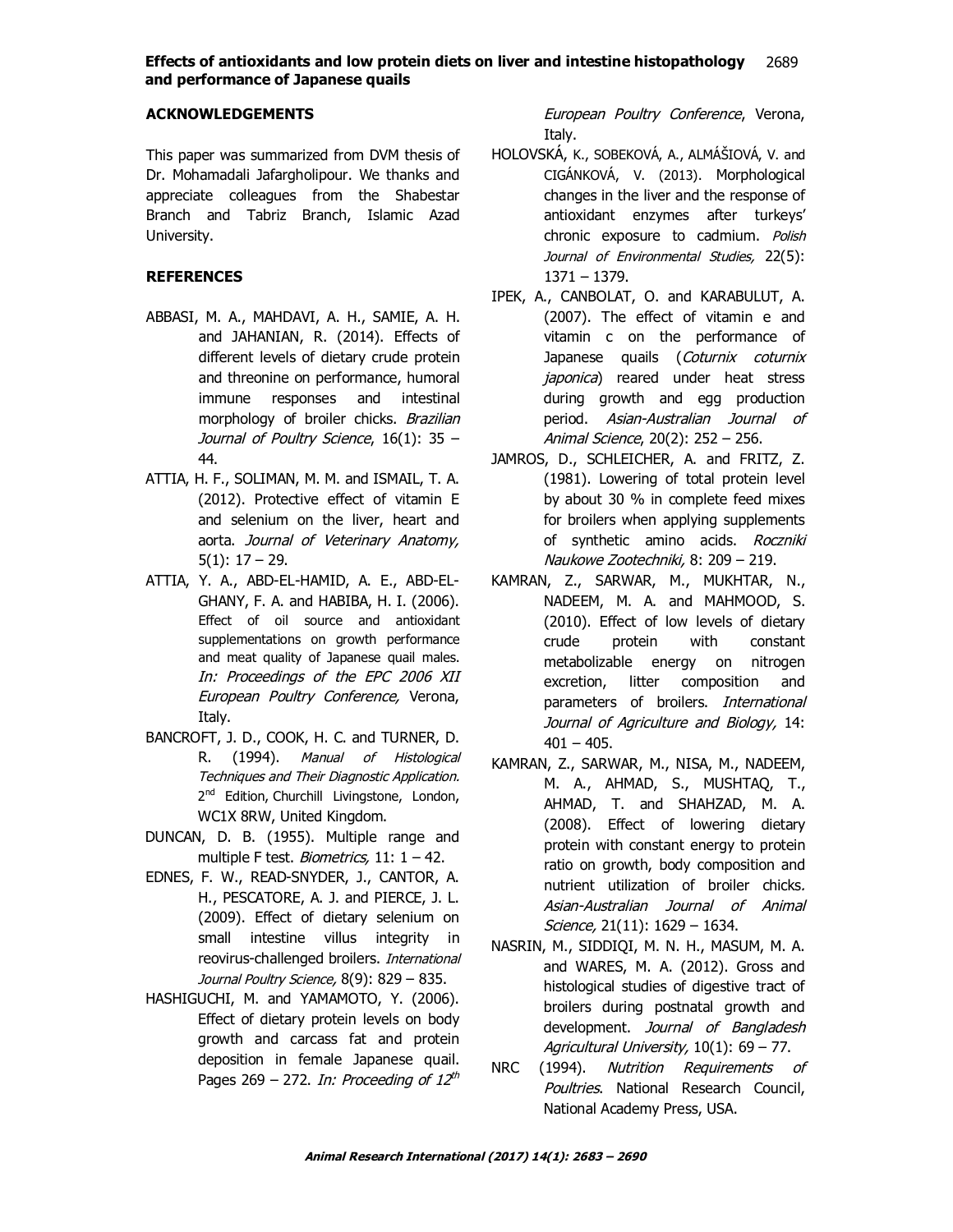## ACKNOWLEDGEMENTS

This paper was summarized from DVM thesis of Dr. Mohamadali Jafargholipour. We thanks and appreciate colleagues from the Shabestar Branch and Tabriz Branch, Islamic Azad University.

## REFERENCES

ABBASI, M. A., MAHDAVI, A. H., SAMIE, A. H. and JAHANIAN, R. (2014). Effects of different levels of dietary crude protein and threonine on performance, humoral immune responses and intestinal morphology of broiler chicks. *Brazilian Journal of Poultry Science*, 16(1): 35 – 44.

ATTIA, H. F., SOLIMAN, M. M. and ISMAIL, T. A. (2012). Protective effect of vitamin E and selenium on the liver, heart and aorta. *Journal of Veterinary Anatomy,* 5(1): 17 – 29.

ATTIA, Y. A., ABD-EL-HAMID, A. E., ABD-EL-GHANY, F. A. and HABIBA, H. I. (2006). Effect of oil source and antioxidant supplementations on growth performance and meat quality of Japanese quail males. *In: Proceedings of the EPC 2006 XII European Poultry Conference,* Verona, Italy.

BANCROFT, J. D., COOK, H. C. and TURNER, D. R. (1994). *Manual of Histological Techniques and Their Diagnostic Application.* 2nd Edition, Churchill Livingstone, London, WC1X 8RW, United Kingdom.

DUNCAN, D. B. (1955). Multiple range and multiple F test. *Biometrics,* 11: 1 – 42.

EDNES, F. W., READ-SNYDER, J., CANTOR, A. H., PESCATORE, A. J. and PIERCE, J. L. (2009). Effect of dietary selenium on small intestine villus integrity in reovirus-challenged broilers. *International Journal Poultry Science,* 8(9): 829 – 835.

HASHIGUCHI, M. and YAMAMOTO, Y. (2006). Effect of dietary protein levels on body growth and carcass fat and protein deposition in female Japanese quail. Pages 269 – 272. *In: Proceeding of 12th European Poultry Conference*, Verona, Italy.

HOLOVSKÁ, K., SOBEKOVÁ, A., ALMÁŠIOVÁ, V. and CIGÁNKOVÁ, V. (2013). Morphological changes in the liver and the response of antioxidant enzymes after turkeys' chronic exposure to cadmium. *Polish Journal of Environmental Studies,* 22(5): 1371 – 1379.

IPEK, A., CANBOLAT, O. and KARABULUT, A. (2007). The effect of vitamin e and vitamin c on the performance of Japanese quails (*Coturnix coturnix japonica*) reared under heat stress during growth and egg production period. *Asian-Australian Journal of Animal Science*, 20(2): 252 – 256.

JAMROS, D., SCHLEICHER, A. and FRITZ, Z. (1981). Lowering of total protein level by about 30 % in complete feed mixes for broilers when applying supplements of synthetic amino acids. *Roczniki Naukowe Zootechniki,* 8: 209 – 219.

KAMRAN, Z., SARWAR, M., MUKHTAR, N., NADEEM, M. A. and MAHMOOD, S. (2010). Effect of low levels of dietary crude protein with constant metabolizable energy on nitrogen excretion, litter composition and parameters of broilers. *International Journal of Agriculture and Biology,* 14: 401 – 405.

KAMRAN, Z., SARWAR, M., NISA, M., NADEEM, M. A., AHMAD, S., MUSHTAQ, T., AHMAD, T. and SHAHZAD, M. A. (2008). Effect of lowering dietary protein with constant energy to protein ratio on growth, body composition and nutrient utilization of broiler chicks. *Asian-Australian Journal of Animal Science,* 21(11): 1629 – 1634.

NASRIN, M., SIDDIQI, M. N. H., MASUM, M. A. and WARES, M. A. (2012). Gross and histological studies of digestive tract of broilers during postnatal growth and development. *Journal of Bangladesh Agricultural University,* 10(1): 69 – 77.

NRC (1994). *Nutrition Requirements of Poultries*. National Research Council, National Academy Press, USA.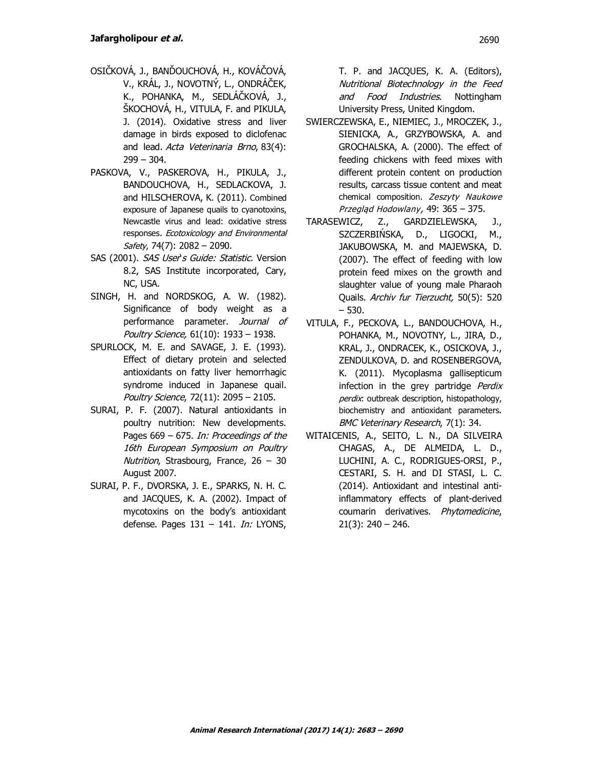OSIČKOVÁ, J., BANĎOUCHOVÁ, H., KOVÁČOVÁ, V., KRÁL, J., NOVOTNÝ, L., ONDRÁČEK, K., POHANKA, M., SEDLÁČKOVÁ, J., ŠKOCHOVÁ, H., VITULA, F. and PIKULA, J. (2014). Oxidative stress and liver damage in birds exposed to diclofenac and lead. *Acta Veterinaria Brno*, 83(4): 299 – 304.

PASKOVA, V., PASKEROVA, H., PIKULA, J., BANDOUCHOVA, H., SEDLACKOVA, J. and HILSCHEROVA, K. (2011). Combined exposure of Japanese quails to cyanotoxins, Newcastle virus and lead: oxidative stress responses. *Ecotoxicology and Environmental Safety*, 74(7): 2082 – 2090.

SAS (2001). *SAS User's Guide: Statistic.* Version 8.2, SAS Institute incorporated, Cary, NC, USA.

SINGH, H. and NORDSKOG, A. W. (1982). Significance of body weight as a performance parameter. *Journal of Poultry Science,* 61(10): 1933 – 1938.

SPURLOCK, M. E. and SAVAGE, J. E. (1993). Effect of dietary protein and selected antioxidants on fatty liver hemorrhagic syndrome induced in Japanese quail. *Poultry Science*, 72(11): 2095 – 2105.

SURAI, P. F. (2007). Natural antioxidants in poultry nutrition: New developments. Pages 669 – 675. *In: Proceedings of the 16th European Symposium on Poultry Nutrition*, Strasbourg, France, 26 – 30 August 2007.

SURAI, P. F., DVORSKA, J. E., SPARKS, N. H. C. and JACQUES, K. A. (2002). Impact of mycotoxins on the body's antioxidant defense. Pages 131 – 141. *In:* LYONS, T. P. and JACQUES, K. A. (Editors), *Nutritional Biotechnology in the Feed and Food Industries.* Nottingham University Press, United Kingdom.

SWIERCZEWSKA, E., NIEMIEC, J., MROCZEK, J., SIENICKA, A., GRZYBOWSKA, A. and GROCHALSKA, A. (2000). The effect of feeding chickens with feed mixes with different protein content on production results, carcass tissue content and meat chemical composition. *Zeszyty Naukowe Przegląd Hodowlany,* 49: 365 – 375.

TARASEWICZ, Z., GARDZIELEWSKA, J., SZCZERBIŃSKA, D., LIGOCKI, M., JAKUBOWSKA, M. and MAJEWSKA, D. (2007). The effect of feeding with low protein feed mixes on the growth and slaughter value of young male Pharaoh Quails. *Archiv fur Tierzucht,* 50(5): 520 – 530.

VITULA, F., PECKOVA, L., BANDOUCHOVA, H., POHANKA, M., NOVOTNY, L., JIRA, D., KRAL, J., ONDRACEK, K., OSICKOVA, J., ZENDULKOVA, D. and ROSENBERGOVA, K. (2011). Mycoplasma gallisepticum infection in the grey partridge *Perdix perdix*: outbreak description, histopathology, biochemistry and antioxidant parameters. *BMC Veterinary Research*, 7(1): 34.

WITAICENIS, A., SEITO, L. N., DA SILVEIRA CHAGAS, A., DE ALMEIDA, L. D., LUCHINI, A. C., RODRIGUES-ORSI, P., CESTARI, S. H. and DI STASI, L. C. (2014). Antioxidant and intestinal anti-inflammatory effects of plant-derived coumarin derivatives. *Phytomedicine*, 21(3): 240 – 246.